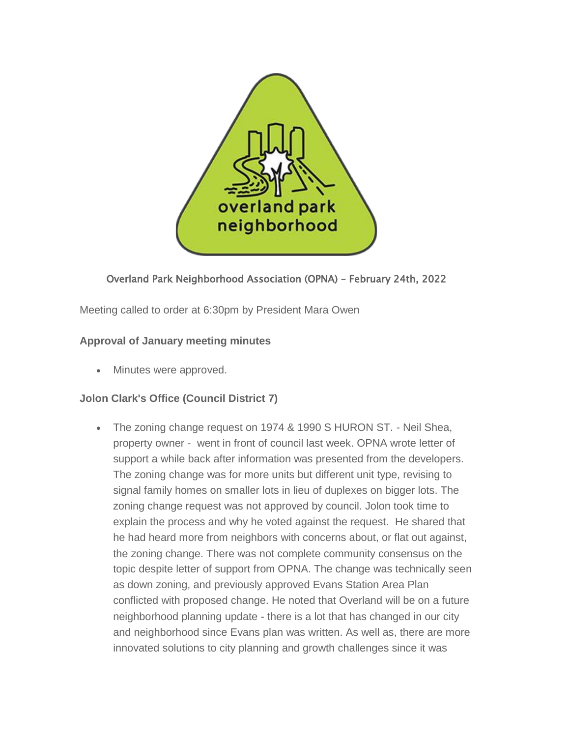## Overland Park Neighborhood Association (OPNA) - February 24th, 2022

Meeting called to order at 6:30pm by President Mara Owen

**Approval of January meeting minutes**

- Minutes were approved.

**Jolon Clark's Office (Council District 7)**

- The zoning change request on 1974 & 1990 S HURON ST. - Neil Shea, property owner - went in front of council last week. OPNA wrote letter of support a while back after information was presented from the developers. The zoning change was for more units but different unit type, revising to signal family homes on smaller lots in lieu of duplexes on bigger lots. The zoning change request was not approved by council. Jolon took time to explain the process and why he voted against the request. He shared that he had heard more from neighbors with concerns about, or flat out against, the zoning change. There was not complete community consensus on the topic despite letter of support from OPNA. The change was technically seen as down zoning, and previously approved Evans Station Area Plan conflicted with proposed change. He noted that Overland will be on a future neighborhood planning update - there is a lot that has changed in our city and neighborhood since Evans plan was written. As well as, there are more innovated solutions to city planning and growth challenges since it was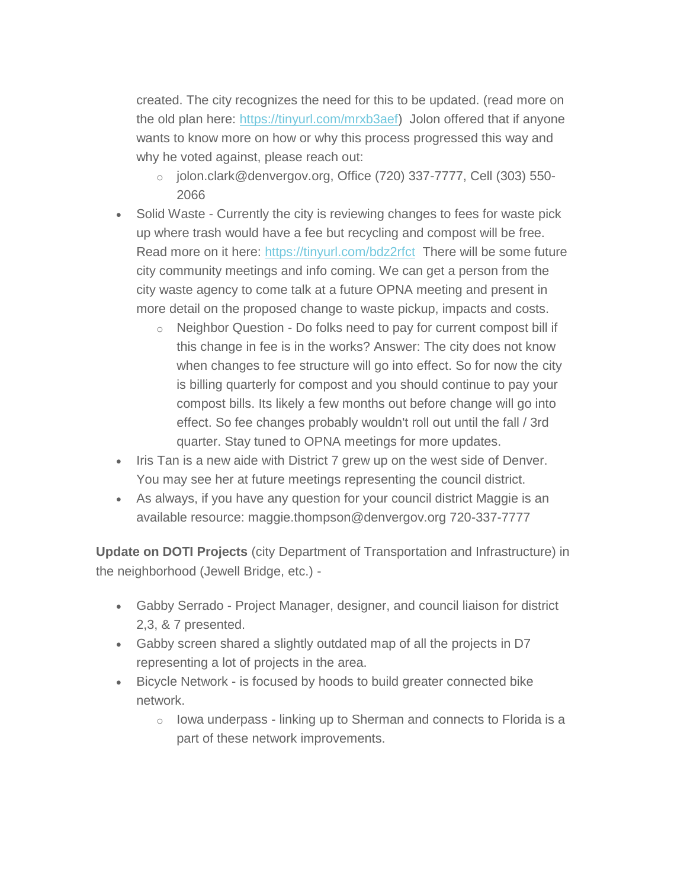created. The city recognizes the need for this to be updated. (read more on the old plan here: https://tinyurl.com/mrxb3aef) Jolon offered that if anyone wants to know more on how or why this process progressed this way and why he voted against, please reach out:
    - jolon.clark@denvergov.org, Office (720) 337-7777, Cell (303) 550-2066
- Solid Waste - Currently the city is reviewing changes to fees for waste pick up where trash would have a fee but recycling and compost will be free. Read more on it here: https://tinyurl.com/bdz2rfct There will be some future city community meetings and info coming. We can get a person from the city waste agency to come talk at a future OPNA meeting and present in more detail on the proposed change to waste pickup, impacts and costs.
    - Neighbor Question - Do folks need to pay for current compost bill if this change in fee is in the works? Answer: The city does not know when changes to fee structure will go into effect. So for now the city is billing quarterly for compost and you should continue to pay your compost bills. Its likely a few months out before change will go into effect. So fee changes probably wouldn't roll out until the fall / 3rd quarter. Stay tuned to OPNA meetings for more updates.
- Iris Tan is a new aide with District 7 grew up on the west side of Denver. You may see her at future meetings representing the council district.
- As always, if you have any question for your council district Maggie is an available resource: maggie.thompson@denvergov.org 720-337-7777

**Update on DOTI Projects** (city Department of Transportation and Infrastructure) in the neighborhood (Jewell Bridge, etc.) -

- Gabby Serrado - Project Manager, designer, and council liaison for district 2,3, & 7 presented.
- Gabby screen shared a slightly outdated map of all the projects in D7 representing a lot of projects in the area.
- Bicycle Network - is focused by hoods to build greater connected bike network.
    - Iowa underpass - linking up to Sherman and connects to Florida is a part of these network improvements.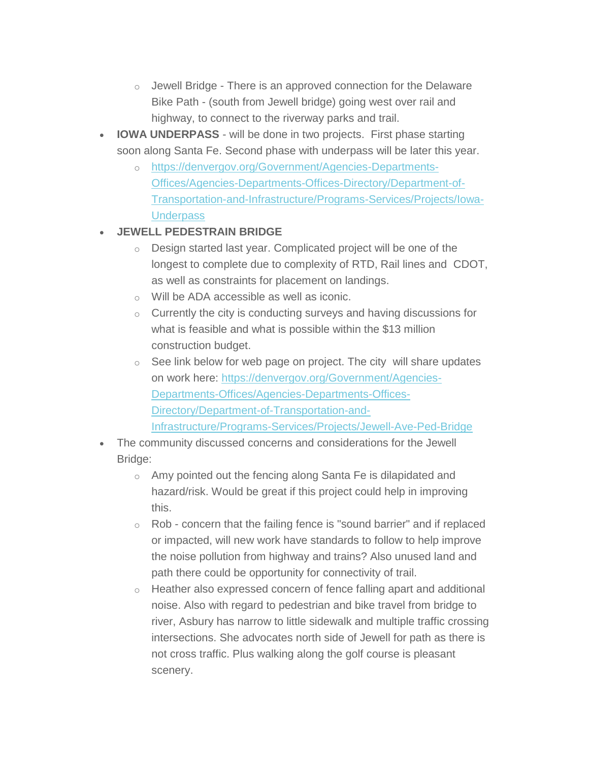- Jewell Bridge - There is an approved connection for the Delaware Bike Path - (south from Jewell bridge) going west over rail and highway, to connect to the riverway parks and trail.
- **IOWA UNDERPASS** - will be done in two projects.  First phase starting soon along Santa Fe. Second phase with underpass will be later this year.
    - [https://denvergov.org/Government/Agencies-Departments-Offices/Agencies-Departments-Offices-Directory/Department-of-Transportation-and-Infrastructure/Programs-Services/Projects/Iowa-Underpass](https://denvergov.org/Government/Agencies-Departments-Offices/Agencies-Departments-Offices-Directory/Department-of-Transportation-and-Infrastructure/Programs-Services/Projects/Iowa-Underpass)
- **JEWELL PEDESTRAIN BRIDGE**
    - Design started last year. Complicated project will be one of the longest to complete due to complexity of RTD, Rail lines and  CDOT, as well as constraints for placement on landings.
    - Will be ADA accessible as well as iconic.
    - Currently the city is conducting surveys and having discussions for what is feasible and what is possible within the $13 million construction budget.
    - See link below for web page on project. The city  will share updates on work here: [https://denvergov.org/Government/Agencies-Departments-Offices/Agencies-Departments-Offices-Directory/Department-of-Transportation-and-Infrastructure/Programs-Services/Projects/Jewell-Ave-Ped-Bridge](https://denvergov.org/Government/Agencies-Departments-Offices/Agencies-Departments-Offices-Directory/Department-of-Transportation-and-Infrastructure/Programs-Services/Projects/Jewell-Ave-Ped-Bridge)
- The community discussed concerns and considerations for the Jewell Bridge:
    - Amy pointed out the fencing along Santa Fe is dilapidated and hazard/risk. Would be great if this project could help in improving this.
    - Rob - concern that the failing fence is "sound barrier" and if replaced or impacted, will new work have standards to follow to help improve the noise pollution from highway and trains? Also unused land and path there could be opportunity for connectivity of trail.
    - Heather also expressed concern of fence falling apart and additional noise. Also with regard to pedestrian and bike travel from bridge to river, Asbury has narrow to little sidewalk and multiple traffic crossing intersections. She advocates north side of Jewell for path as there is not cross traffic. Plus walking along the golf course is pleasant scenery.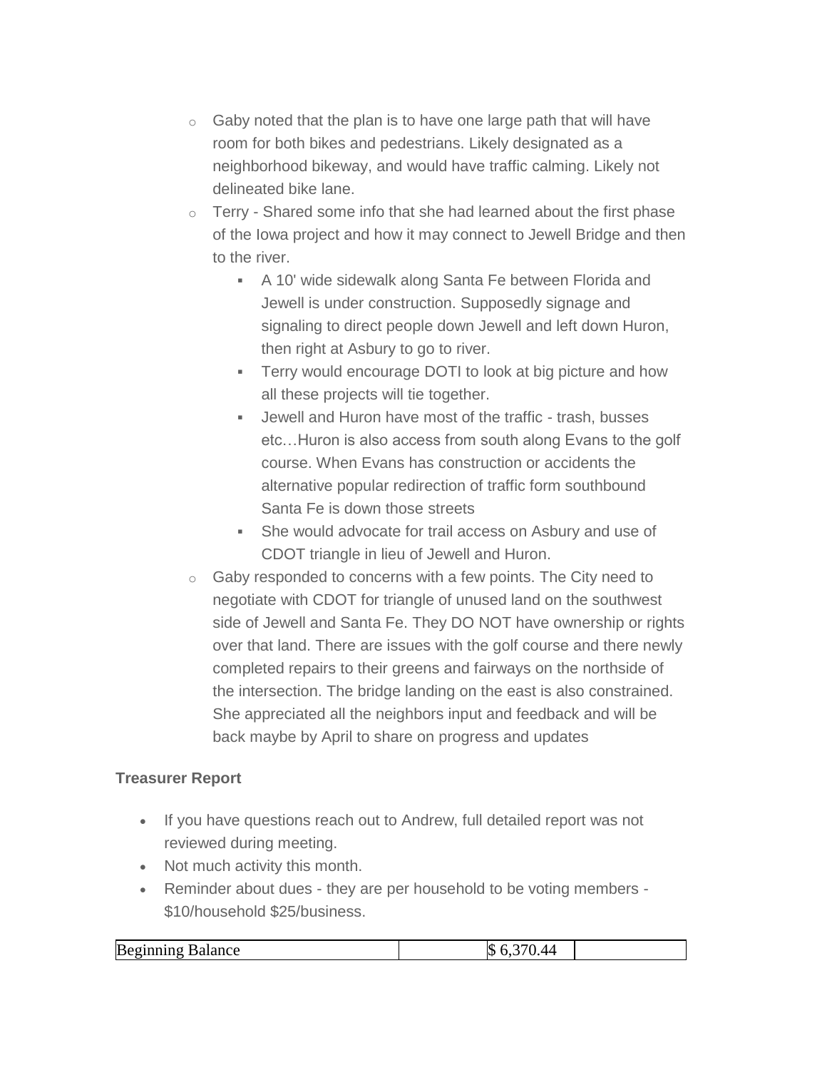- Gaby noted that the plan is to have one large path that will have room for both bikes and pedestrians. Likely designated as a neighborhood bikeway, and would have traffic calming. Likely not delineated bike lane.
  - Terry - Shared some info that she had learned about the first phase of the Iowa project and how it may connect to Jewell Bridge and then to the river.
    - A 10' wide sidewalk along Santa Fe between Florida and Jewell is under construction. Supposedly signage and signaling to direct people down Jewell and left down Huron, then right at Asbury to go to river.
    - Terry would encourage DOTI to look at big picture and how all these projects will tie together.
    - Jewell and Huron have most of the traffic - trash, busses etc…Huron is also access from south along Evans to the golf course. When Evans has construction or accidents the alternative popular redirection of traffic form southbound Santa Fe is down those streets
    - She would advocate for trail access on Asbury and use of CDOT triangle in lieu of Jewell and Huron.
  - Gaby responded to concerns with a few points. The City need to negotiate with CDOT for triangle of unused land on the southwest side of Jewell and Santa Fe. They DO NOT have ownership or rights over that land. There are issues with the golf course and there newly completed repairs to their greens and fairways on the northside of the intersection. The bridge landing on the east is also constrained. She appreciated all the neighbors input and feedback and will be back maybe by April to share on progress and updates

**Treasurer Report**

- If you have questions reach out to Andrew, full detailed report was not reviewed during meeting.
- Not much activity this month.
- Reminder about dues - they are per household to be voting members - $10/household $25/business.

| Beginning Balance | | $ 6,370.44 | |
|---|---|---|---|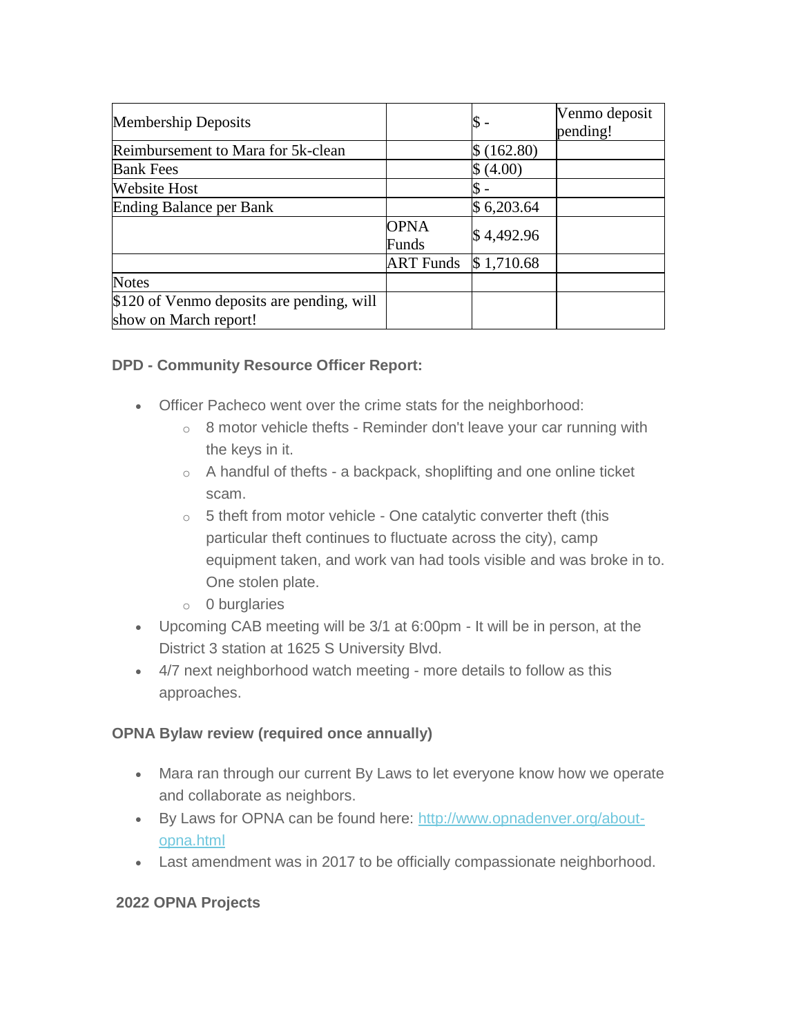| Membership Deposits | | $ - | Venmo deposit pending! |
|---|---|---|---|
| Reimbursement to Mara for 5k-clean | | $ (162.80) | |
| Bank Fees | | $ (4.00) | |
| Website Host | | $ - | |
| Ending Balance per Bank | | $ 6,203.64 | |
| | OPNA Funds | $ 4,492.96 | |
| | ART Funds | $ 1,710.68 | |
| Notes | | | |
| $120 of Venmo deposits are pending, will show on March report! | | | |

**DPD - Community Resource Officer Report:**

- Officer Pacheco went over the crime stats for the neighborhood:
  - 8 motor vehicle thefts - Reminder don't leave your car running with the keys in it.
  - A handful of thefts - a backpack, shoplifting and one online ticket scam.
  - 5 theft from motor vehicle - One catalytic converter theft (this particular theft continues to fluctuate across the city), camp equipment taken, and work van had tools visible and was broke in to. One stolen plate.
  - 0 burglaries
- Upcoming CAB meeting will be 3/1 at 6:00pm - It will be in person, at the District 3 station at 1625 S University Blvd.
- 4/7 next neighborhood watch meeting - more details to follow as this approaches.

**OPNA Bylaw review (required once annually)**

- Mara ran through our current By Laws to let everyone know how we operate and collaborate as neighbors.
- By Laws for OPNA can be found here: [http://www.opnadenver.org/about-opna.html](http://www.opnadenver.org/about-opna.html)
- Last amendment was in 2017 to be officially compassionate neighborhood.

**2022 OPNA Projects**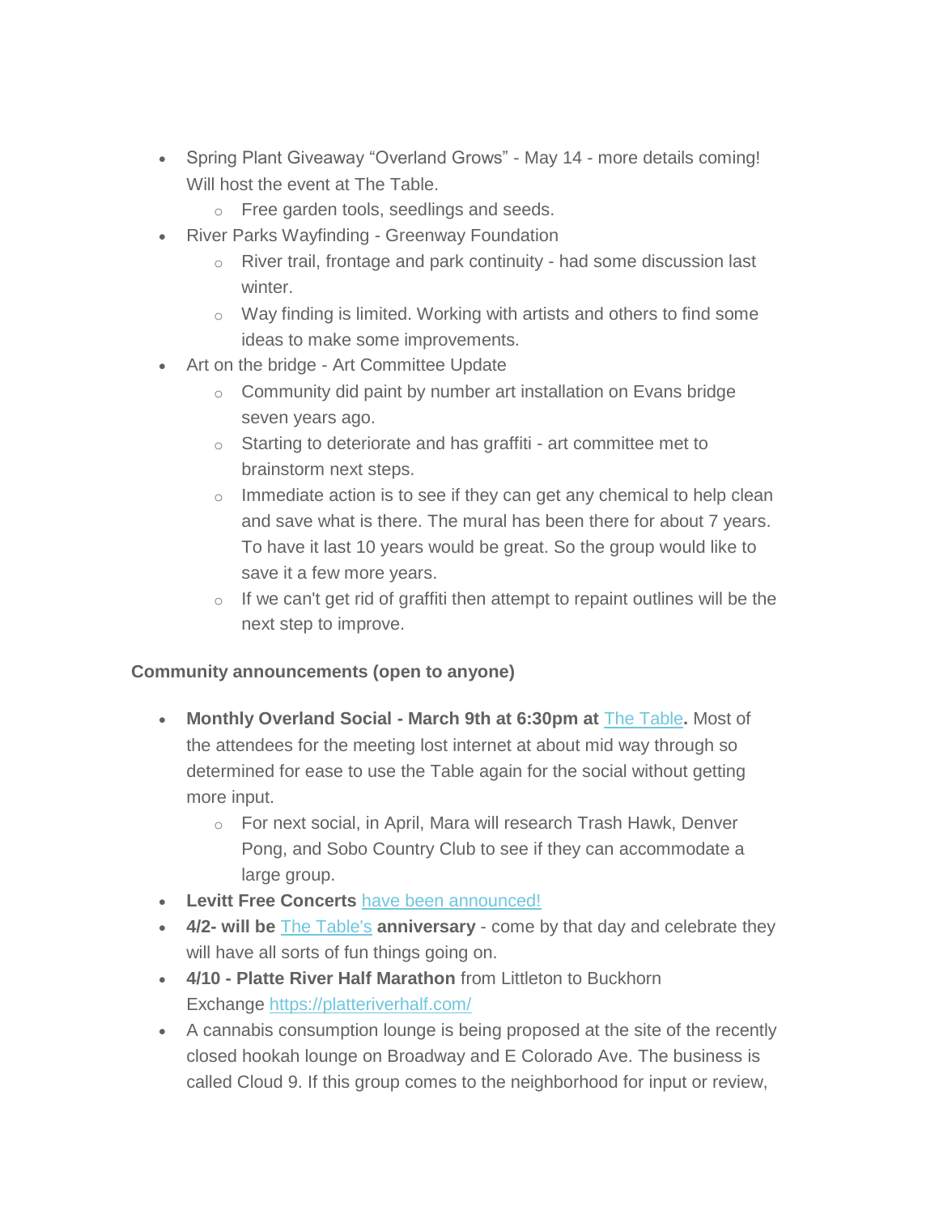- Spring Plant Giveaway "Overland Grows" - May 14 - more details coming! Will host the event at The Table.
  - Free garden tools, seedlings and seeds.
- River Parks Wayfinding - Greenway Foundation
  - River trail, frontage and park continuity - had some discussion last winter.
  - Way finding is limited. Working with artists and others to find some ideas to make some improvements.
- Art on the bridge - Art Committee Update
  - Community did paint by number art installation on Evans bridge seven years ago.
  - Starting to deteriorate and has graffiti - art committee met to brainstorm next steps.
  - Immediate action is to see if they can get any chemical to help clean and save what is there. The mural has been there for about 7 years. To have it last 10 years would be great. So the group would like to save it a few more years.
  - If we can't get rid of graffiti then attempt to repaint outlines will be the next step to improve.

**Community announcements (open to anyone)**

- **Monthly Overland Social - March 9th at 6:30pm at** The Table**.** Most of the attendees for the meeting lost internet at about mid way through so determined for ease to use the Table again for the social without getting more input.
  - For next social, in April, Mara will research Trash Hawk, Denver Pong, and Sobo Country Club to see if they can accommodate a large group.
- **Levitt Free Concerts** have been announced!
- **4/2- will be** The Table's **anniversary** - come by that day and celebrate they will have all sorts of fun things going on.
- **4/10 - Platte River Half Marathon** from Littleton to Buckhorn Exchange https://platteriverhalf.com/
- A cannabis consumption lounge is being proposed at the site of the recently closed hookah lounge on Broadway and E Colorado Ave. The business is called Cloud 9. If this group comes to the neighborhood for input or review,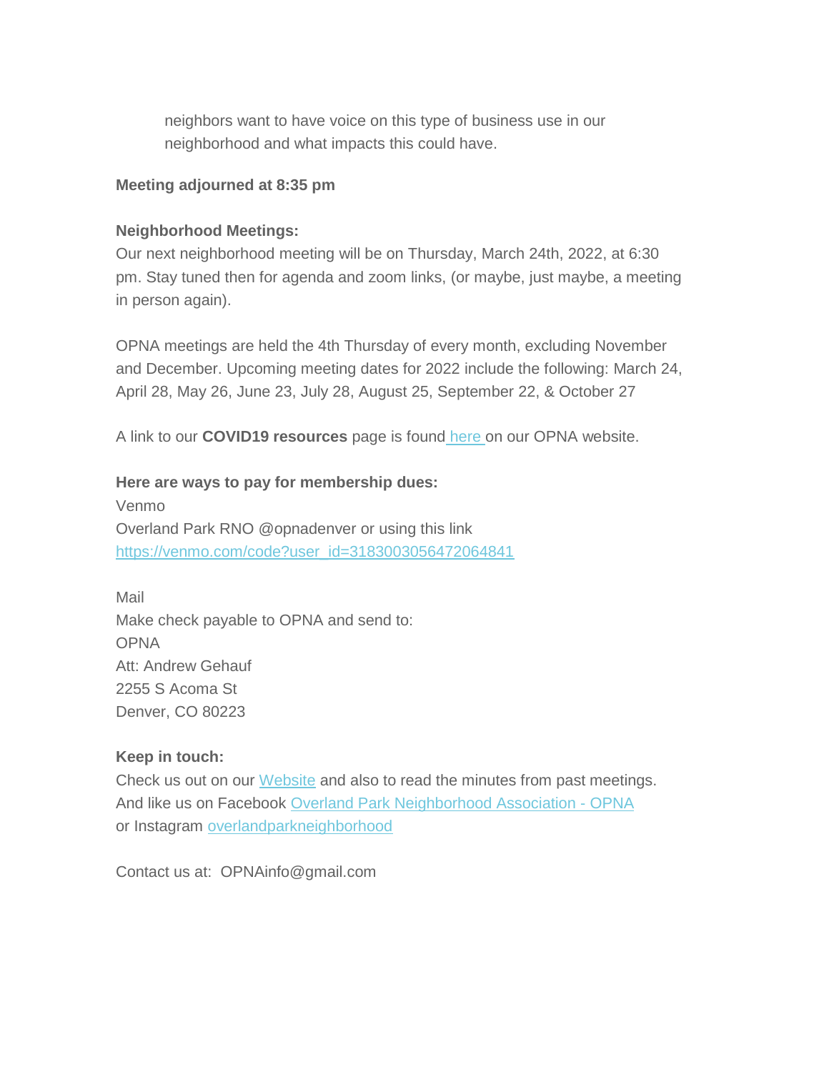neighbors want to have voice on this type of business use in our neighborhood and what impacts this could have.

**Meeting adjourned at 8:35 pm**

**Neighborhood Meetings:**
Our next neighborhood meeting will be on Thursday, March 24th, 2022, at 6:30 pm. Stay tuned then for agenda and zoom links, (or maybe, just maybe, a meeting in person again).

OPNA meetings are held the 4th Thursday of every month, excluding November and December. Upcoming meeting dates for 2022 include the following: March 24, April 28, May 26, June 23, July 28, August 25, September 22, & October 27

A link to our **COVID19 resources** page is found here on our OPNA website.

**Here are ways to pay for membership dues:**
Venmo
Overland Park RNO @opnadenver or using this link
https://venmo.com/code?user_id=3183003056472064841

Mail
Make check payable to OPNA and send to:
OPNA
Att: Andrew Gehauf
2255 S Acoma St
Denver, CO 80223

**Keep in touch:**
Check us out on our Website and also to read the minutes from past meetings.
And like us on Facebook Overland Park Neighborhood Association - OPNA
or Instagram overlandparkneighborhood

Contact us at: OPNAinfo@gmail.com